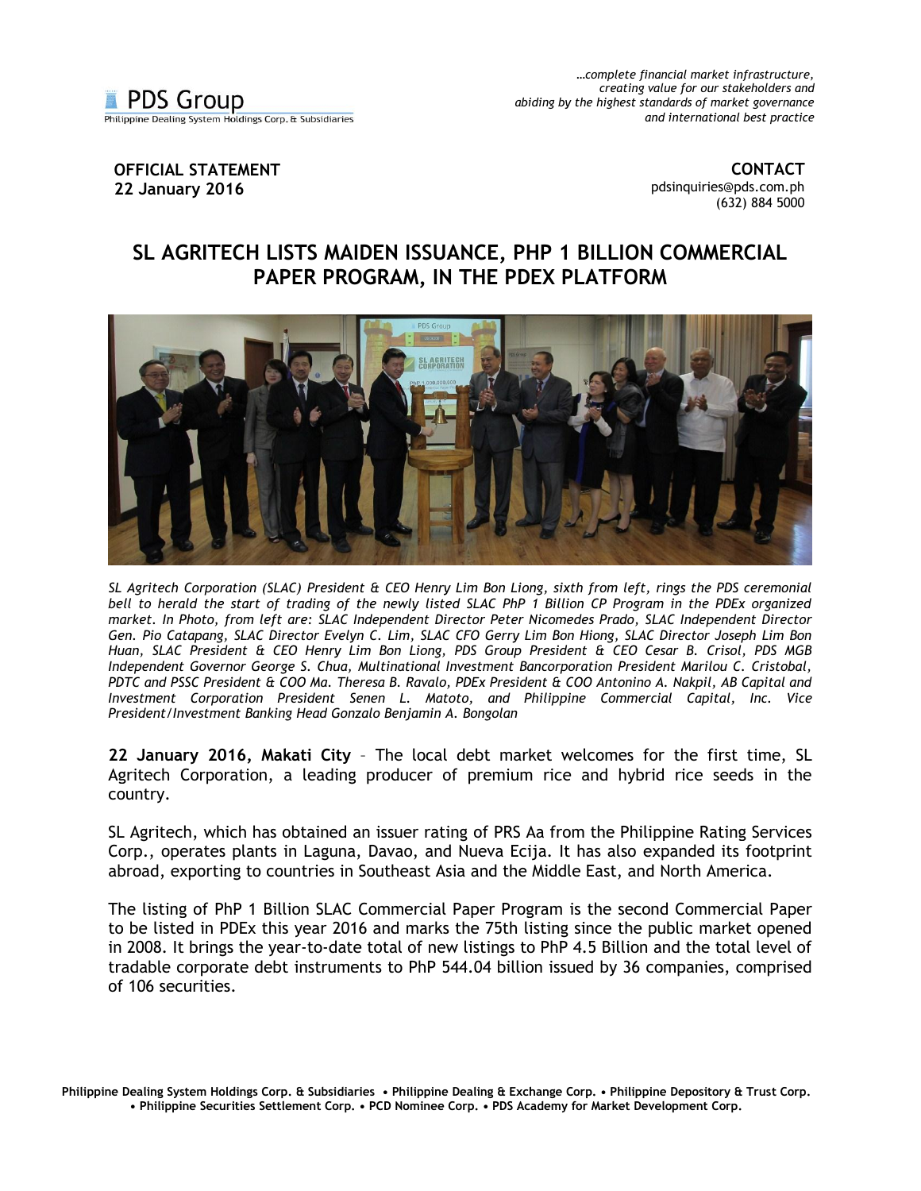PDS Group
Philippine Dealing System Holdings Corp. & Subsidiaries

*...complete financial market infrastructure, creating value for our stakeholders and abiding by the highest standards of market governance and international best practice*

**OFFICIAL STATEMENT**
**22 January 2016**

**CONTACT**
pdsinquiries@pds.com.ph
(632) 884 5000

# SL AGRITECH LISTS MAIDEN ISSUANCE, PHP 1 BILLION COMMERCIAL PAPER PROGRAM, IN THE PDEX PLATFORM

*SL Agritech Corporation (SLAC) President & CEO Henry Lim Bon Liong, sixth from left, rings the PDS ceremonial bell to herald the start of trading of the newly listed SLAC PhP 1 Billion CP Program in the PDEx organized market. In Photo, from left are: SLAC Independent Director Peter Nicomedes Prado, SLAC Independent Director Gen. Pio Catapang, SLAC Director Evelyn C. Lim, SLAC CFO Gerry Lim Bon Hiong, SLAC Director Joseph Lim Bon Huan, SLAC President & CEO Henry Lim Bon Liong, PDS Group President & CEO Cesar B. Crisol, PDS MGB Independent Governor George S. Chua, Multinational Investment Bancorporation President Marilou C. Cristobal, PDTC and PSSC President & COO Ma. Theresa B. Ravalo, PDEx President & COO Antonino A. Nakpil, AB Capital and Investment Corporation President Senen L. Matoto, and Philippine Commercial Capital, Inc. Vice President/Investment Banking Head Gonzalo Benjamin A. Bongolan*

**22 January 2016, Makati City** – The local debt market welcomes for the first time, SL Agritech Corporation, a leading producer of premium rice and hybrid rice seeds in the country.

SL Agritech, which has obtained an issuer rating of PRS Aa from the Philippine Rating Services Corp., operates plants in Laguna, Davao, and Nueva Ecija. It has also expanded its footprint abroad, exporting to countries in Southeast Asia and the Middle East, and North America.

The listing of PhP 1 Billion SLAC Commercial Paper Program is the second Commercial Paper to be listed in PDEx this year 2016 and marks the 75th listing since the public market opened in 2008. It brings the year-to-date total of new listings to PhP 4.5 Billion and the total level of tradable corporate debt instruments to PhP 544.04 billion issued by 36 companies, comprised of 106 securities.

**Philippine Dealing System Holdings Corp. & Subsidiaries • Philippine Dealing & Exchange Corp. • Philippine Depository & Trust Corp. • Philippine Securities Settlement Corp. • PCD Nominee Corp. • PDS Academy for Market Development Corp.**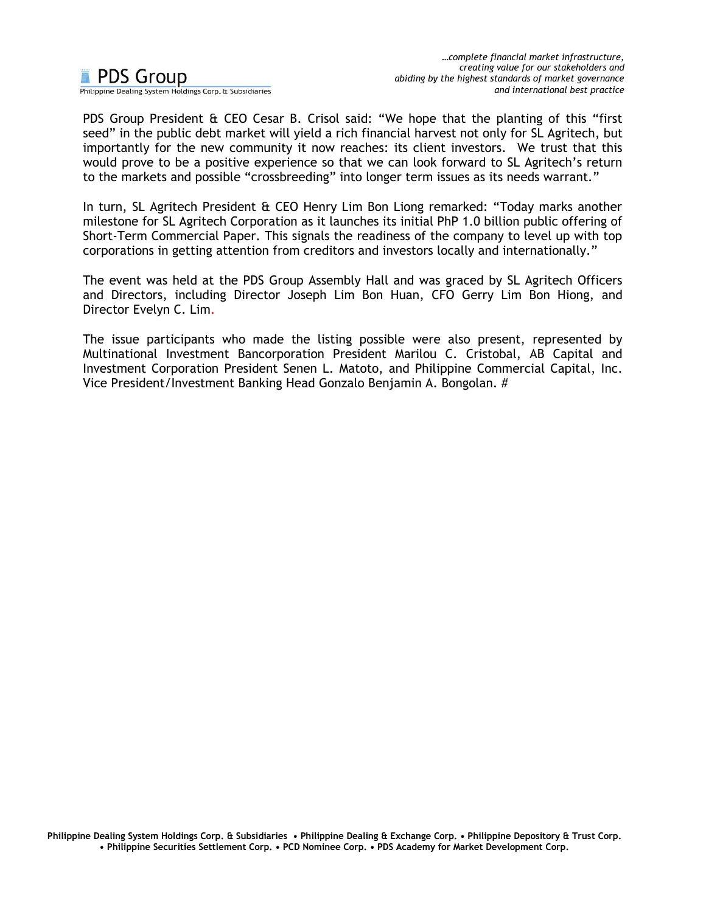PDS Group President & CEO Cesar B. Crisol said: "We hope that the planting of this "first seed" in the public debt market will yield a rich financial harvest not only for SL Agritech, but importantly for the new community it now reaches: its client investors. We trust that this would prove to be a positive experience so that we can look forward to SL Agritech's return to the markets and possible "crossbreeding" into longer term issues as its needs warrant."

In turn, SL Agritech President & CEO Henry Lim Bon Liong remarked: "Today marks another milestone for SL Agritech Corporation as it launches its initial PhP 1.0 billion public offering of Short-Term Commercial Paper. This signals the readiness of the company to level up with top corporations in getting attention from creditors and investors locally and internationally."

The event was held at the PDS Group Assembly Hall and was graced by SL Agritech Officers and Directors, including Director Joseph Lim Bon Huan, CFO Gerry Lim Bon Hiong, and Director Evelyn C. Lim.

The issue participants who made the listing possible were also present, represented by Multinational Investment Bancorporation President Marilou C. Cristobal, AB Capital and Investment Corporation President Senen L. Matoto, and Philippine Commercial Capital, Inc. Vice President/Investment Banking Head Gonzalo Benjamin A. Bongolan. #